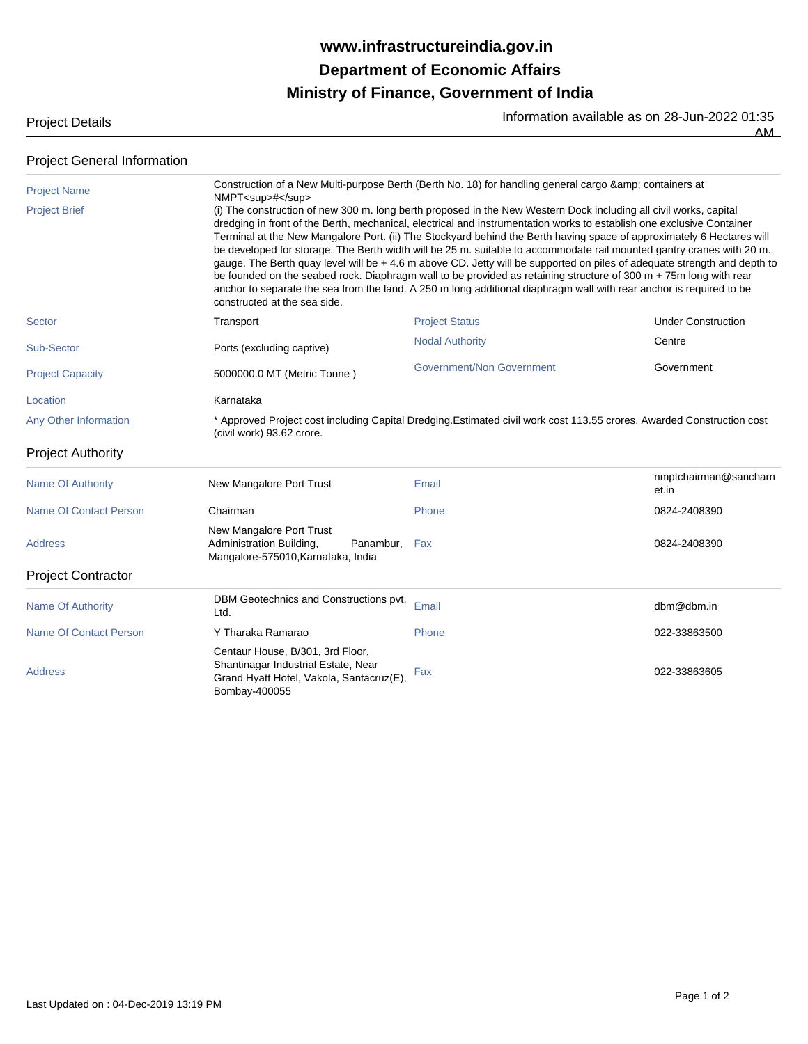**www.infrastructureindia.gov.in**

**Department of Economic Affairs**

**Ministry of Finance, Government of India**

Project Details

Information available as on 28-Jun-2022 01:35 AM

## Project General Information

| | | | |
|---|---|---|---|
| Project Name | Construction of a New Multi-purpose Berth (Berth No. 18) for handling general cargo &amp; containers at NMPT<sup>#</sup> | | |
| Project Brief | (i) The construction of new 300 m. long berth proposed in the New Western Dock including all civil works, capital dredging in front of the Berth, mechanical, electrical and instrumentation works to establish one exclusive Container Terminal at the New Mangalore Port. (ii) The Stockyard behind the Berth having space of approximately 6 Hectares will be developed for storage. The Berth width will be 25 m. suitable to accommodate rail mounted gantry cranes with 20 m. gauge. The Berth quay level will be + 4.6 m above CD. Jetty will be supported on piles of adequate strength and depth to be founded on the seabed rock. Diaphragm wall to be provided as retaining structure of 300 m + 75m long with rear anchor to separate the sea from the land. A 250 m long additional diaphragm wall with rear anchor is required to be constructed at the sea side. | | |
| Sector | Transport | Project Status | Under Construction |
| Sub-Sector | Ports (excluding captive) | Nodal Authority | Centre |
| Project Capacity | 5000000.0 MT (Metric Tonne ) | Government/Non Government | Government |
| Location | Karnataka | | |
| Any Other Information | * Approved Project cost including Capital Dredging.Estimated civil work cost 113.55 crores. Awarded Construction cost (civil work) 93.62 crore. | | |

## Project Authority

| | | | |
|---|---|---|---|
| Name Of Authority | New Mangalore Port Trust | Email | nmptchairman@sancharnet.in |
| Name Of Contact Person | Chairman | Phone | 0824-2408390 |
| Address | New Mangalore Port Trust Administration Building, Panambur, Mangalore-575010,Karnataka, India | Fax | 0824-2408390 |

## Project Contractor

| | | | |
|---|---|---|---|
| Name Of Authority | DBM Geotechnics and Constructions pvt. Ltd. | Email | dbm@dbm.in |
| Name Of Contact Person | Y Tharaka Ramarao | Phone | 022-33863500 |
| Address | Centaur House, B/301, 3rd Floor, Shantinagar Industrial Estate, Near Grand Hyatt Hotel, Vakola, Santacruz(E), Bombay-400055 | Fax | 022-33863605 |

Last Updated on : 04-Dec-2019 13:19 PM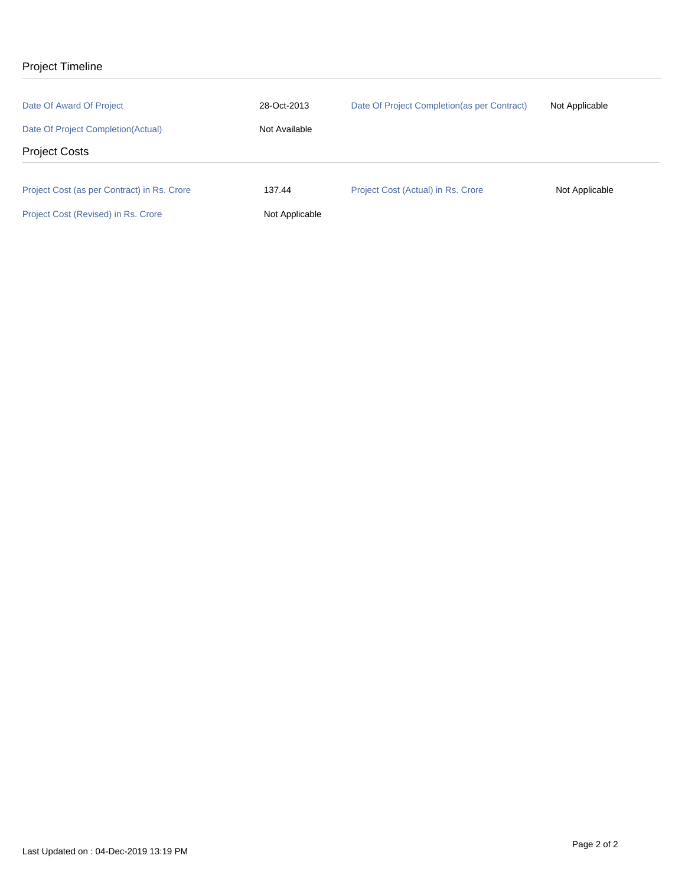## Project Timeline

| | | | |
|---|---|---|---|
| Date Of Award Of Project | 28-Oct-2013 | Date Of Project Completion(as per Contract) | Not Applicable |
| Date Of Project Completion(Actual) | Not Available | | |

## Project Costs

| | | | |
|---|---|---|---|
| Project Cost (as per Contract) in Rs. Crore | 137.44 | Project Cost (Actual) in Rs. Crore | Not Applicable |
| Project Cost (Revised) in Rs. Crore | Not Applicable | | |

Last Updated on : 04-Dec-2019 13:19 PM